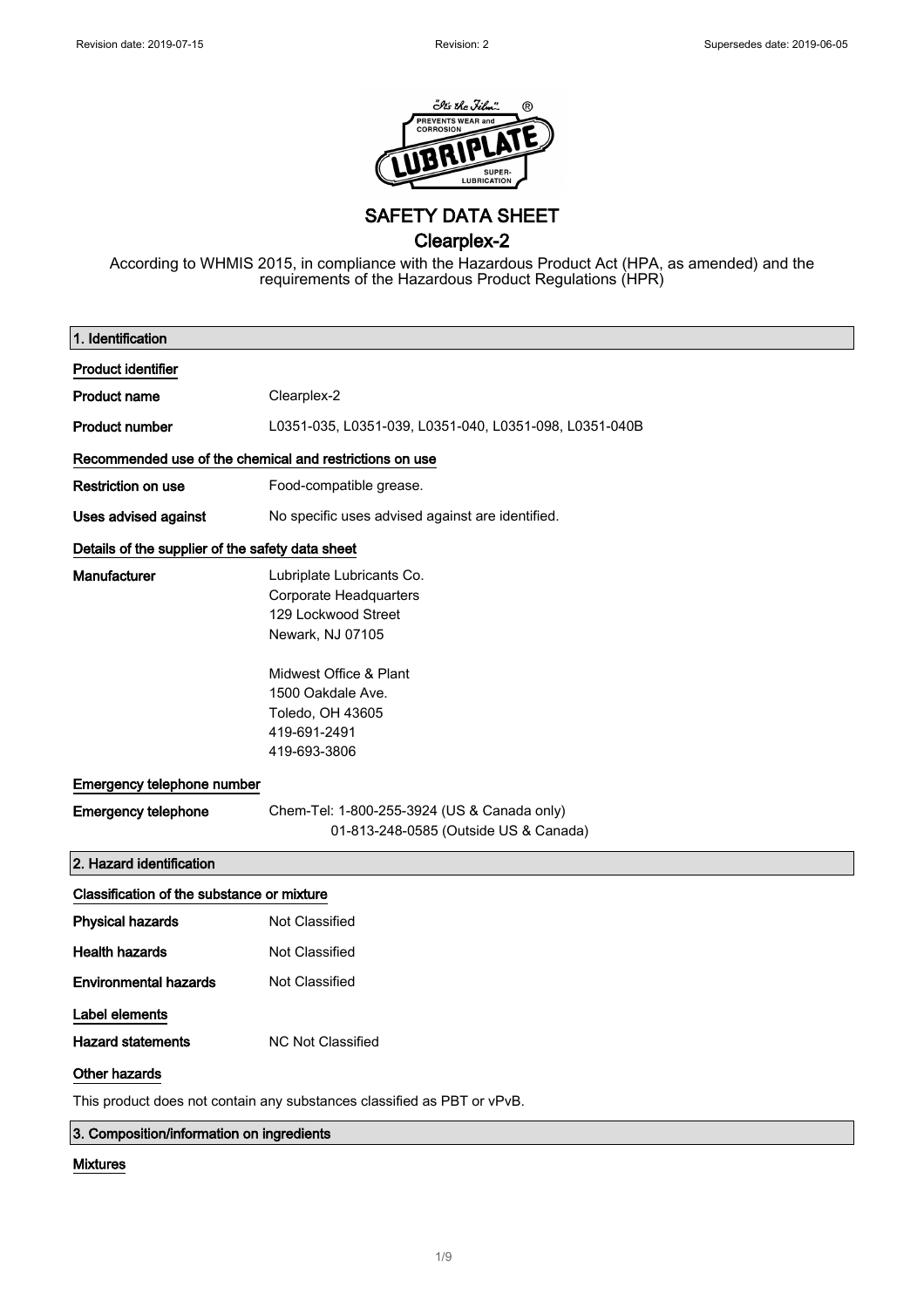# SAFETY DATA SHEET

## Clearplex-2

According to WHMIS 2015, in compliance with the Hazardous Product Act (HPA, as amended) and the requirements of the Hazardous Product Regulations (HPR)

### 1. Identification

**Product identifier**

**Product name** Clearplex-2

**Product number** L0351-035, L0351-039, L0351-040, L0351-098, L0351-040B

**Recommended use of the chemical and restrictions on use**

**Restriction on use** Food-compatible grease.

**Uses advised against** No specific uses advised against are identified.

**Details of the supplier of the safety data sheet**

**Manufacturer**
Lubriplate Lubricants Co.
Corporate Headquarters
129 Lockwood Street
Newark, NJ 07105

Midwest Office & Plant
1500 Oakdale Ave.
Toledo, OH 43605
419-691-2491
419-693-3806

**Emergency telephone number**

**Emergency telephone** Chem-Tel: 1-800-255-3924 (US & Canada only)
01-813-248-0585 (Outside US & Canada)

### 2. Hazard identification

**Classification of the substance or mixture**

**Physical hazards** Not Classified

**Health hazards** Not Classified

**Environmental hazards** Not Classified

**Label elements**

**Hazard statements** NC Not Classified

**Other hazards**

This product does not contain any substances classified as PBT or vPvB.

### 3. Composition/information on ingredients

**Mixtures**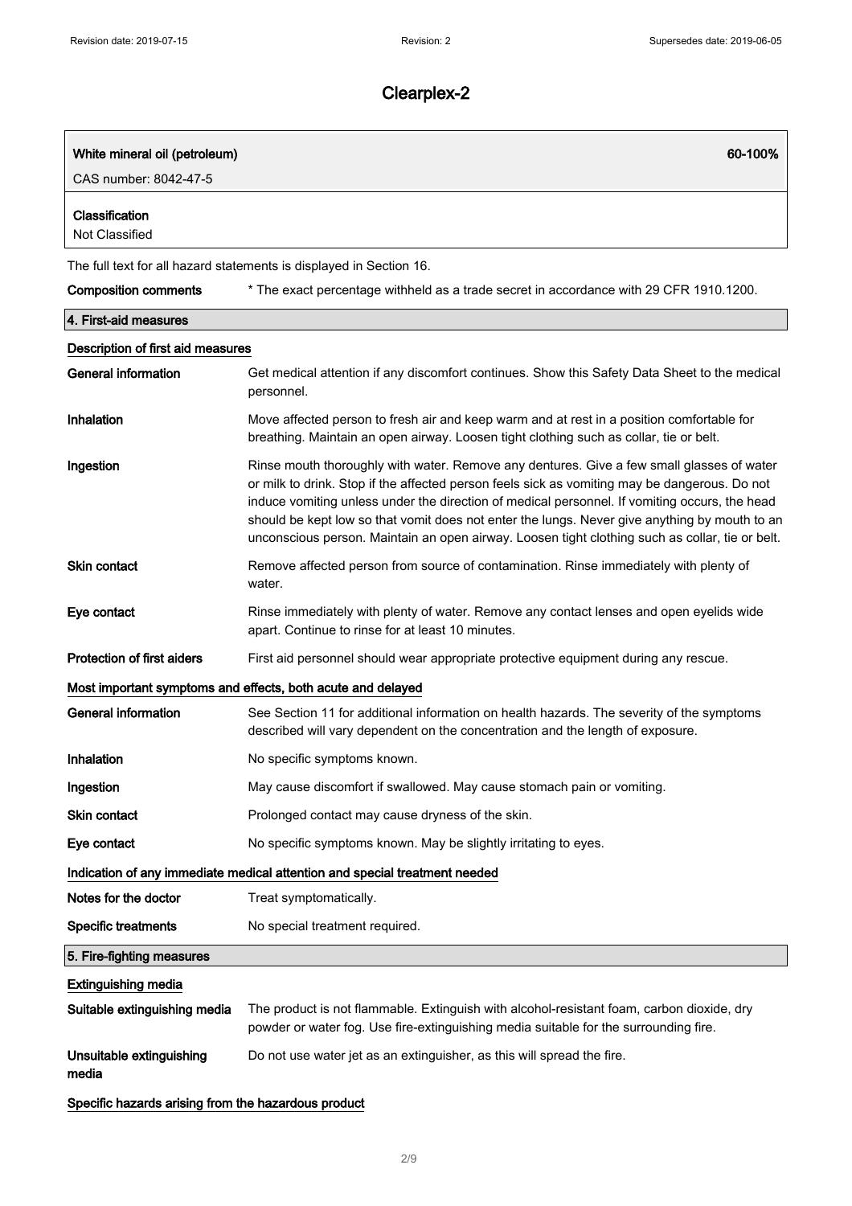# Clearplex-2

| White mineral oil (petroleum) | 60-100% |
| --- | --- |
| CAS number: 8042-47-5 | |
| **Classification** | |
| Not Classified | |

The full text for all hazard statements is displayed in Section 16.

**Composition comments** * The exact percentage withheld as a trade secret in accordance with 29 CFR 1910.1200.

## 4. First-aid measures

### Description of first aid measures

**General information** Get medical attention if any discomfort continues. Show this Safety Data Sheet to the medical personnel.

**Inhalation** Move affected person to fresh air and keep warm and at rest in a position comfortable for breathing. Maintain an open airway. Loosen tight clothing such as collar, tie or belt.

**Ingestion** Rinse mouth thoroughly with water. Remove any dentures. Give a few small glasses of water or milk to drink. Stop if the affected person feels sick as vomiting may be dangerous. Do not induce vomiting unless under the direction of medical personnel. If vomiting occurs, the head should be kept low so that vomit does not enter the lungs. Never give anything by mouth to an unconscious person. Maintain an open airway. Loosen tight clothing such as collar, tie or belt.

**Skin contact** Remove affected person from source of contamination. Rinse immediately with plenty of water.

**Eye contact** Rinse immediately with plenty of water. Remove any contact lenses and open eyelids wide apart. Continue to rinse for at least 10 minutes.

**Protection of first aiders** First aid personnel should wear appropriate protective equipment during any rescue.

### Most important symptoms and effects, both acute and delayed

**General information** See Section 11 for additional information on health hazards. The severity of the symptoms described will vary dependent on the concentration and the length of exposure.

**Inhalation** No specific symptoms known.

**Ingestion** May cause discomfort if swallowed. May cause stomach pain or vomiting.

**Skin contact** Prolonged contact may cause dryness of the skin.

**Eye contact** No specific symptoms known. May be slightly irritating to eyes.

### Indication of any immediate medical attention and special treatment needed

**Notes for the doctor** Treat symptomatically.

**Specific treatments** No special treatment required.

## 5. Fire-fighting measures

### Extinguishing media

**Suitable extinguishing media** The product is not flammable. Extinguish with alcohol-resistant foam, carbon dioxide, dry powder or water fog. Use fire-extinguishing media suitable for the surrounding fire.

**Unsuitable extinguishing media** Do not use water jet as an extinguisher, as this will spread the fire.

### Specific hazards arising from the hazardous product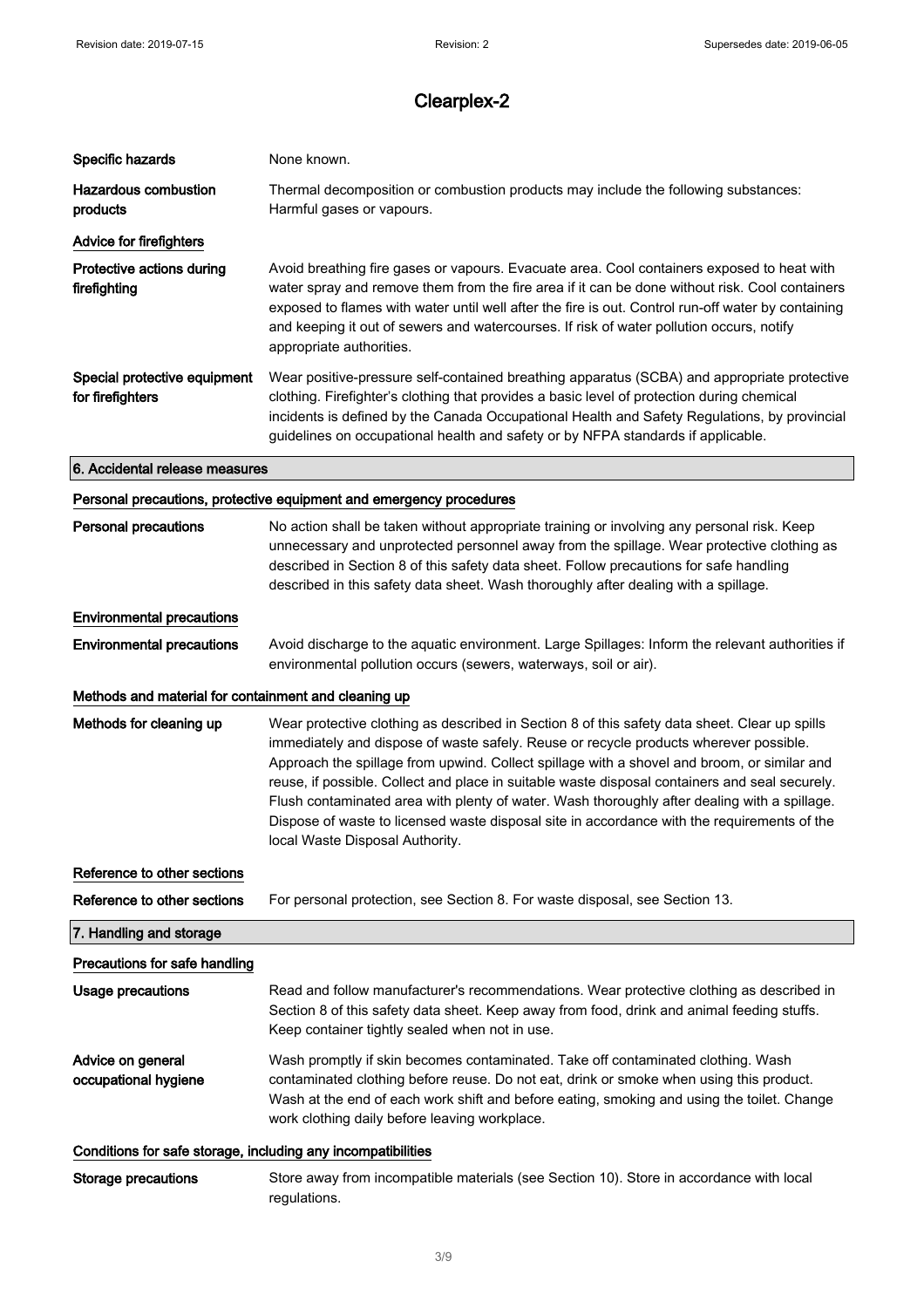# Clearplex-2

**Specific hazards** None known.

**Hazardous combustion products** Thermal decomposition or combustion products may include the following substances: Harmful gases or vapours.

**Advice for firefighters**

**Protective actions during firefighting** Avoid breathing fire gases or vapours. Evacuate area. Cool containers exposed to heat with water spray and remove them from the fire area if it can be done without risk. Cool containers exposed to flames with water until well after the fire is out. Control run-off water by containing and keeping it out of sewers and watercourses. If risk of water pollution occurs, notify appropriate authorities.

**Special protective equipment for firefighters** Wear positive-pressure self-contained breathing apparatus (SCBA) and appropriate protective clothing. Firefighter's clothing that provides a basic level of protection during chemical incidents is defined by the Canada Occupational Health and Safety Regulations, by provincial guidelines on occupational health and safety or by NFPA standards if applicable.

## 6. Accidental release measures

### Personal precautions, protective equipment and emergency procedures

**Personal precautions** No action shall be taken without appropriate training or involving any personal risk. Keep unnecessary and unprotected personnel away from the spillage. Wear protective clothing as described in Section 8 of this safety data sheet. Follow precautions for safe handling described in this safety data sheet. Wash thoroughly after dealing with a spillage.

### Environmental precautions

**Environmental precautions** Avoid discharge to the aquatic environment. Large Spillages: Inform the relevant authorities if environmental pollution occurs (sewers, waterways, soil or air).

### Methods and material for containment and cleaning up

**Methods for cleaning up** Wear protective clothing as described in Section 8 of this safety data sheet. Clear up spills immediately and dispose of waste safely. Reuse or recycle products wherever possible. Approach the spillage from upwind. Collect spillage with a shovel and broom, or similar and reuse, if possible. Collect and place in suitable waste disposal containers and seal securely. Flush contaminated area with plenty of water. Wash thoroughly after dealing with a spillage. Dispose of waste to licensed waste disposal site in accordance with the requirements of the local Waste Disposal Authority.

### Reference to other sections

**Reference to other sections** For personal protection, see Section 8. For waste disposal, see Section 13.

## 7. Handling and storage

### Precautions for safe handling

**Usage precautions** Read and follow manufacturer's recommendations. Wear protective clothing as described in Section 8 of this safety data sheet. Keep away from food, drink and animal feeding stuffs. Keep container tightly sealed when not in use.

**Advice on general occupational hygiene** Wash promptly if skin becomes contaminated. Take off contaminated clothing. Wash contaminated clothing before reuse. Do not eat, drink or smoke when using this product. Wash at the end of each work shift and before eating, smoking and using the toilet. Change work clothing daily before leaving workplace.

### Conditions for safe storage, including any incompatibilities

**Storage precautions** Store away from incompatible materials (see Section 10). Store in accordance with local regulations.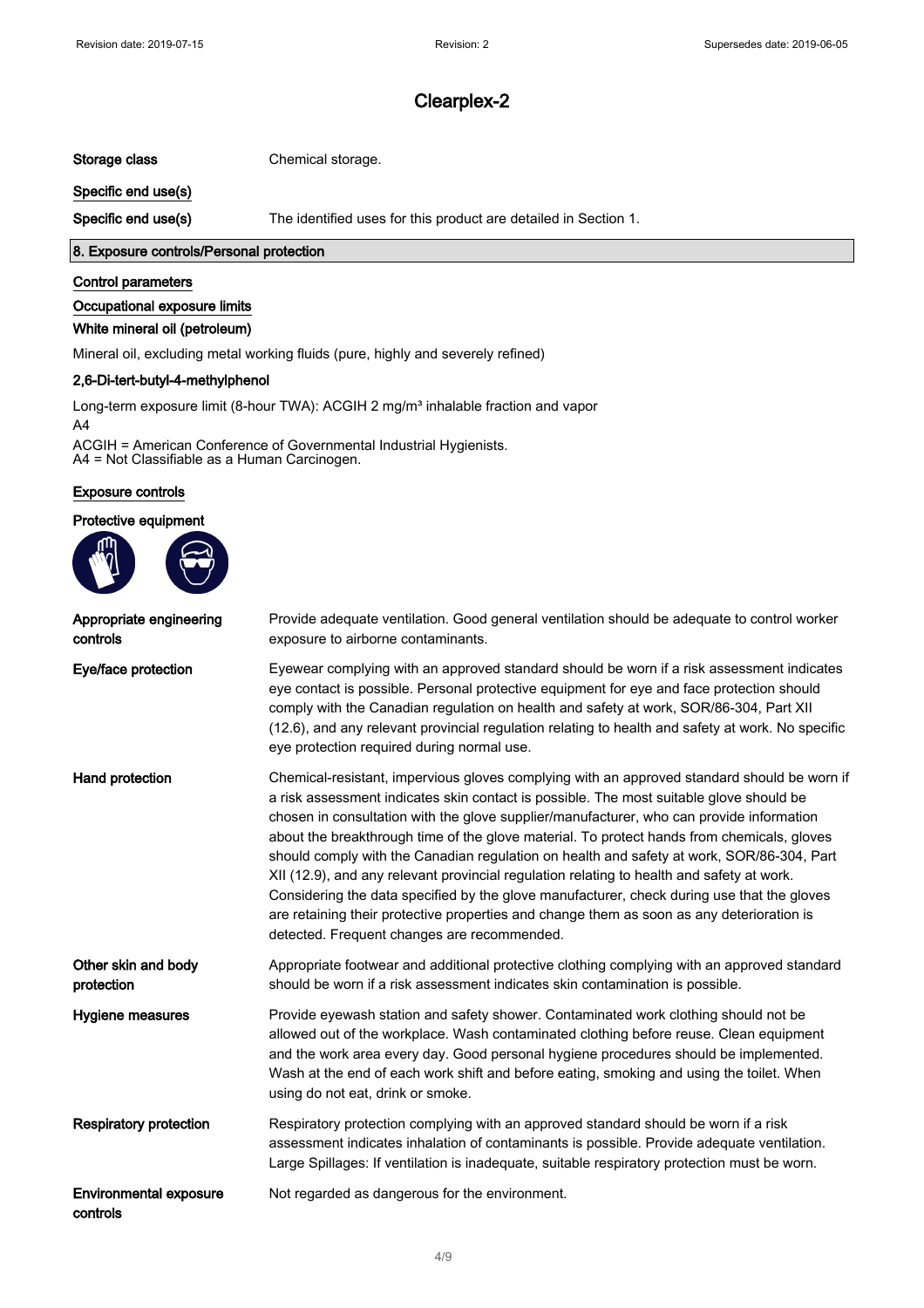# Clearplex-2

| | |
|---|---|
| **Storage class** | Chemical storage. |

**Specific end use(s)**

| | |
|---|---|
| **Specific end use(s)** | The identified uses for this product are detailed in Section 1. |

## 8. Exposure controls/Personal protection

**Control parameters**

**Occupational exposure limits**

**White mineral oil (petroleum)**

Mineral oil, excluding metal working fluids (pure, highly and severely refined)

**2,6-Di-tert-butyl-4-methylphenol**

Long-term exposure limit (8-hour TWA): ACGIH 2 mg/m³ inhalable fraction and vapor

A4

ACGIH = American Conference of Governmental Industrial Hygienists.
A4 = Not Classifiable as a Human Carcinogen.

**Exposure controls**

**Protective equipment**

| | |
|---|---|
| **Appropriate engineering controls** | Provide adequate ventilation. Good general ventilation should be adequate to control worker exposure to airborne contaminants. |
| **Eye/face protection** | Eyewear complying with an approved standard should be worn if a risk assessment indicates eye contact is possible. Personal protective equipment for eye and face protection should comply with the Canadian regulation on health and safety at work, SOR/86-304, Part XII (12.6), and any relevant provincial regulation relating to health and safety at work. No specific eye protection required during normal use. |
| **Hand protection** | Chemical-resistant, impervious gloves complying with an approved standard should be worn if a risk assessment indicates skin contact is possible. The most suitable glove should be chosen in consultation with the glove supplier/manufacturer, who can provide information about the breakthrough time of the glove material. To protect hands from chemicals, gloves should comply with the Canadian regulation on health and safety at work, SOR/86-304, Part XII (12.9), and any relevant provincial regulation relating to health and safety at work. Considering the data specified by the glove manufacturer, check during use that the gloves are retaining their protective properties and change them as soon as any deterioration is detected. Frequent changes are recommended. |
| **Other skin and body protection** | Appropriate footwear and additional protective clothing complying with an approved standard should be worn if a risk assessment indicates skin contamination is possible. |
| **Hygiene measures** | Provide eyewash station and safety shower. Contaminated work clothing should not be allowed out of the workplace. Wash contaminated clothing before reuse. Clean equipment and the work area every day. Good personal hygiene procedures should be implemented. Wash at the end of each work shift and before eating, smoking and using the toilet. When using do not eat, drink or smoke. |
| **Respiratory protection** | Respiratory protection complying with an approved standard should be worn if a risk assessment indicates inhalation of contaminants is possible. Provide adequate ventilation. Large Spillages: If ventilation is inadequate, suitable respiratory protection must be worn. |
| **Environmental exposure controls** | Not regarded as dangerous for the environment. |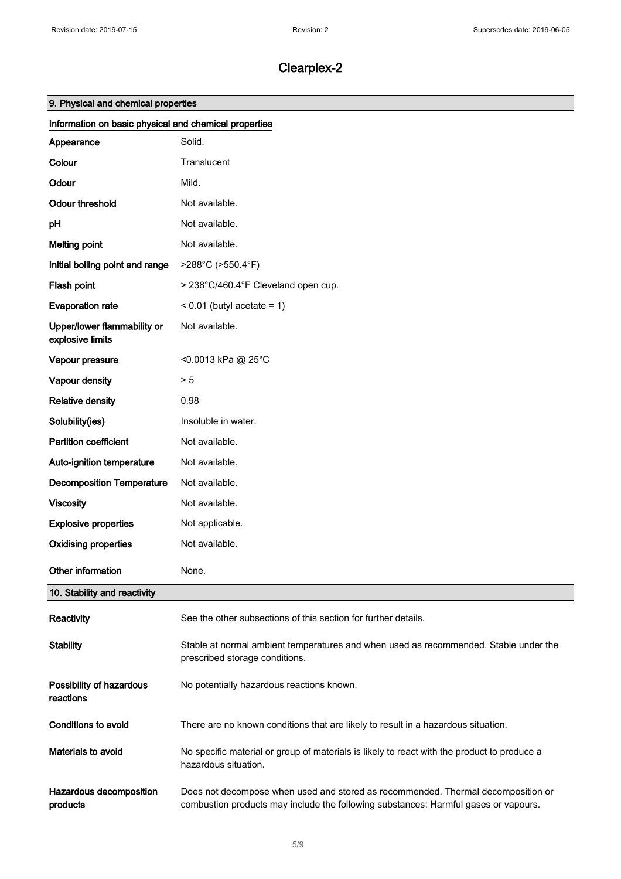# Clearplex-2

## 9. Physical and chemical properties

### Information on basic physical and chemical properties

| Property | Value |
|---|---|
| Appearance | Solid. |
| Colour | Translucent |
| Odour | Mild. |
| Odour threshold | Not available. |
| pH | Not available. |
| Melting point | Not available. |
| Initial boiling point and range | >288°C (>550.4°F) |
| Flash point | > 238°C/460.4°F Cleveland open cup. |
| Evaporation rate | < 0.01 (butyl acetate = 1) |
| Upper/lower flammability or explosive limits | Not available. |
| Vapour pressure | <0.0013 kPa @ 25°C |
| Vapour density | > 5 |
| Relative density | 0.98 |
| Solubility(ies) | Insoluble in water. |
| Partition coefficient | Not available. |
| Auto-ignition temperature | Not available. |
| Decomposition Temperature | Not available. |
| Viscosity | Not available. |
| Explosive properties | Not applicable. |
| Oxidising properties | Not available. |
| Other information | None. |

## 10. Stability and reactivity

| Property | Value |
|---|---|
| Reactivity | See the other subsections of this section for further details. |
| Stability | Stable at normal ambient temperatures and when used as recommended. Stable under the prescribed storage conditions. |
| Possibility of hazardous reactions | No potentially hazardous reactions known. |
| Conditions to avoid | There are no known conditions that are likely to result in a hazardous situation. |
| Materials to avoid | No specific material or group of materials is likely to react with the product to produce a hazardous situation. |
| Hazardous decomposition products | Does not decompose when used and stored as recommended. Thermal decomposition or combustion products may include the following substances: Harmful gases or vapours. |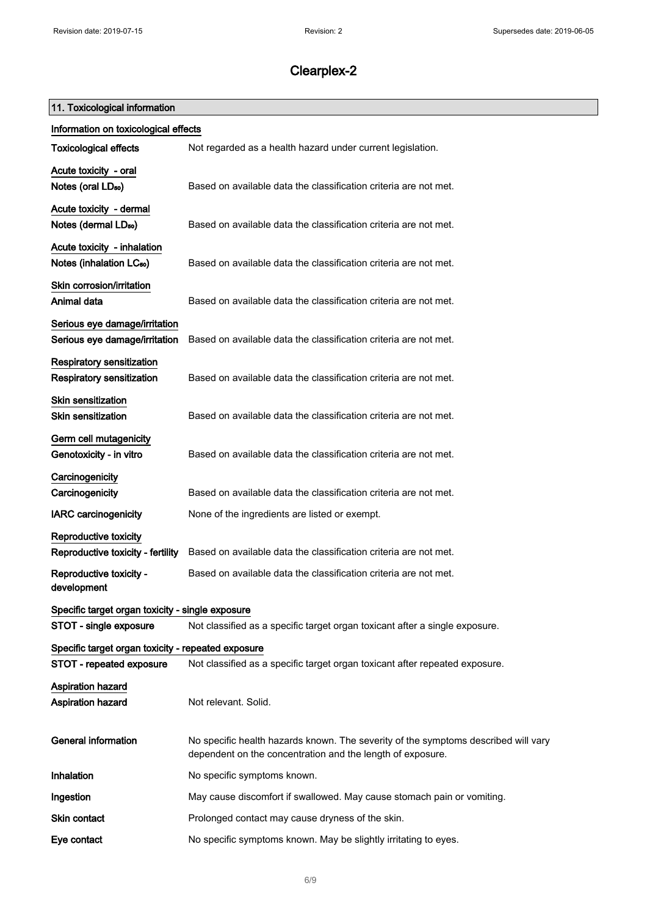# Clearplex-2

## 11. Toxicological information

### Information on toxicological effects

**Toxicological effects** Not regarded as a health hazard under current legislation.

**Acute toxicity - oral**

**Notes (oral $LD_{50}$)** Based on available data the classification criteria are not met.

**Acute toxicity - dermal**

**Notes (dermal $LD_{50}$)** Based on available data the classification criteria are not met.

**Acute toxicity - inhalation**

**Notes (inhalation $LC_{50}$)** Based on available data the classification criteria are not met.

**Skin corrosion/irritation**

**Animal data** Based on available data the classification criteria are not met.

**Serious eye damage/irritation**

**Serious eye damage/irritation** Based on available data the classification criteria are not met.

**Respiratory sensitization**

**Respiratory sensitization** Based on available data the classification criteria are not met.

**Skin sensitization**

**Skin sensitization** Based on available data the classification criteria are not met.

**Germ cell mutagenicity**

**Genotoxicity - in vitro** Based on available data the classification criteria are not met.

**Carcinogenicity**

**Carcinogenicity** Based on available data the classification criteria are not met.

**IARC carcinogenicity** None of the ingredients are listed or exempt.

**Reproductive toxicity**

**Reproductive toxicity - fertility** Based on available data the classification criteria are not met.

**Reproductive toxicity - development** Based on available data the classification criteria are not met.

**Specific target organ toxicity - single exposure**

**STOT - single exposure** Not classified as a specific target organ toxicant after a single exposure.

**Specific target organ toxicity - repeated exposure**

**STOT - repeated exposure** Not classified as a specific target organ toxicant after repeated exposure.

**Aspiration hazard**

**Aspiration hazard** Not relevant. Solid.

**General information** No specific health hazards known. The severity of the symptoms described will vary dependent on the concentration and the length of exposure.

**Inhalation** No specific symptoms known.

**Ingestion** May cause discomfort if swallowed. May cause stomach pain or vomiting.

**Skin contact** Prolonged contact may cause dryness of the skin.

**Eye contact** No specific symptoms known. May be slightly irritating to eyes.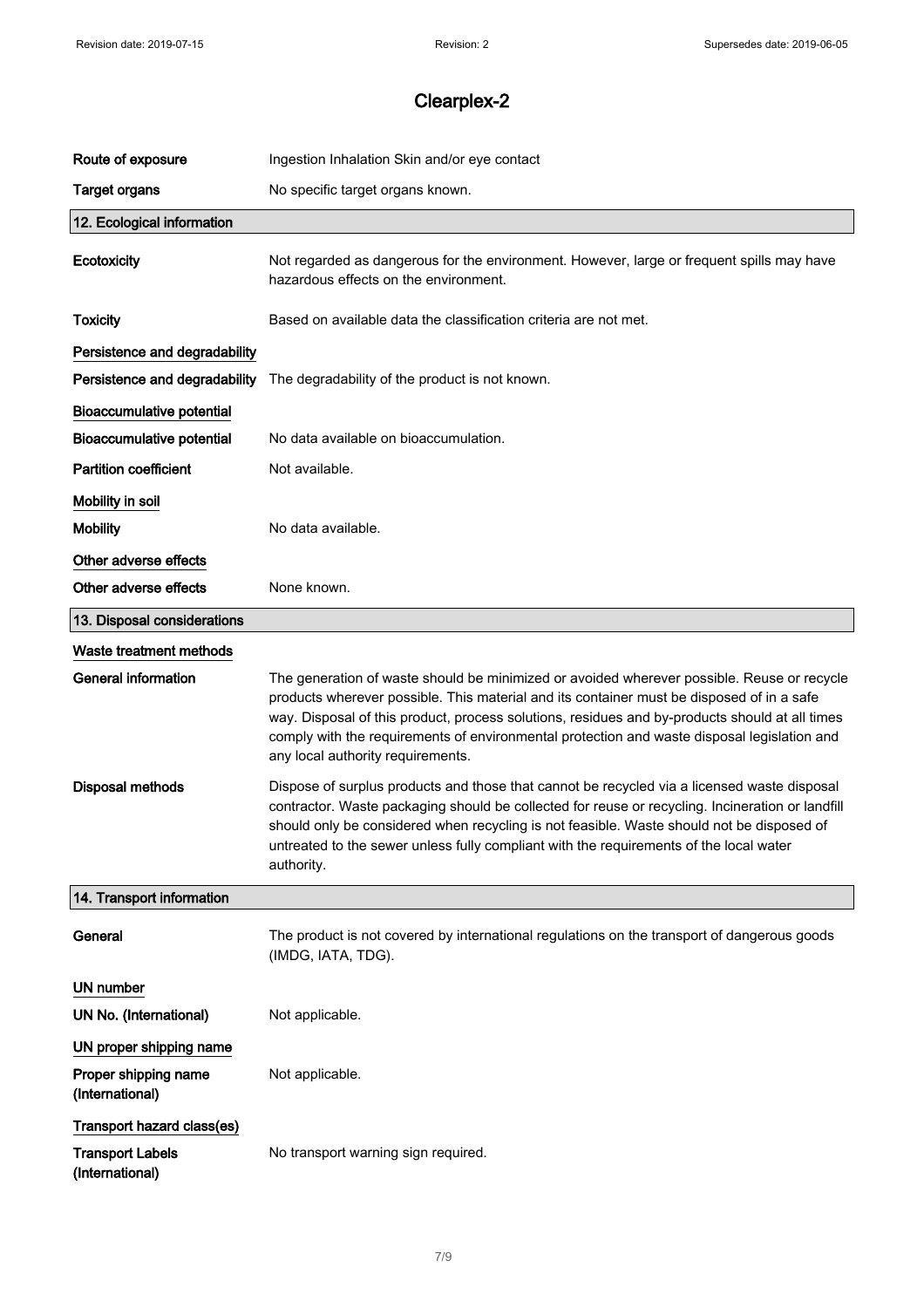# Clearplex-2

| | |
|---|---|
| **Route of exposure** | Ingestion Inhalation Skin and/or eye contact |
| **Target organs** | No specific target organs known. |

## 12. Ecological information

| | |
|---|---|
| **Ecotoxicity** | Not regarded as dangerous for the environment. However, large or frequent spills may have hazardous effects on the environment. |
| **Toxicity** | Based on available data the classification criteria are not met. |

**Persistence and degradability**

| | |
|---|---|
| **Persistence and degradability** | The degradability of the product is not known. |

**Bioaccumulative potential**

| | |
|---|---|
| **Bioaccumulative potential** | No data available on bioaccumulation. |
| **Partition coefficient** | Not available. |

**Mobility in soil**

| | |
|---|---|
| **Mobility** | No data available. |

**Other adverse effects**

| | |
|---|---|
| **Other adverse effects** | None known. |

## 13. Disposal considerations

**Waste treatment methods**

| | |
|---|---|
| **General information** | The generation of waste should be minimized or avoided wherever possible. Reuse or recycle products wherever possible. This material and its container must be disposed of in a safe way. Disposal of this product, process solutions, residues and by-products should at all times comply with the requirements of environmental protection and waste disposal legislation and any local authority requirements. |
| **Disposal methods** | Dispose of surplus products and those that cannot be recycled via a licensed waste disposal contractor. Waste packaging should be collected for reuse or recycling. Incineration or landfill should only be considered when recycling is not feasible. Waste should not be disposed of untreated to the sewer unless fully compliant with the requirements of the local water authority. |

## 14. Transport information

| | |
|---|---|
| **General** | The product is not covered by international regulations on the transport of dangerous goods (IMDG, IATA, TDG). |

**UN number**

| | |
|---|---|
| **UN No. (International)** | Not applicable. |

**UN proper shipping name**

| | |
|---|---|
| **Proper shipping name (International)** | Not applicable. |

**Transport hazard class(es)**

| | |
|---|---|
| **Transport Labels (International)** | No transport warning sign required. |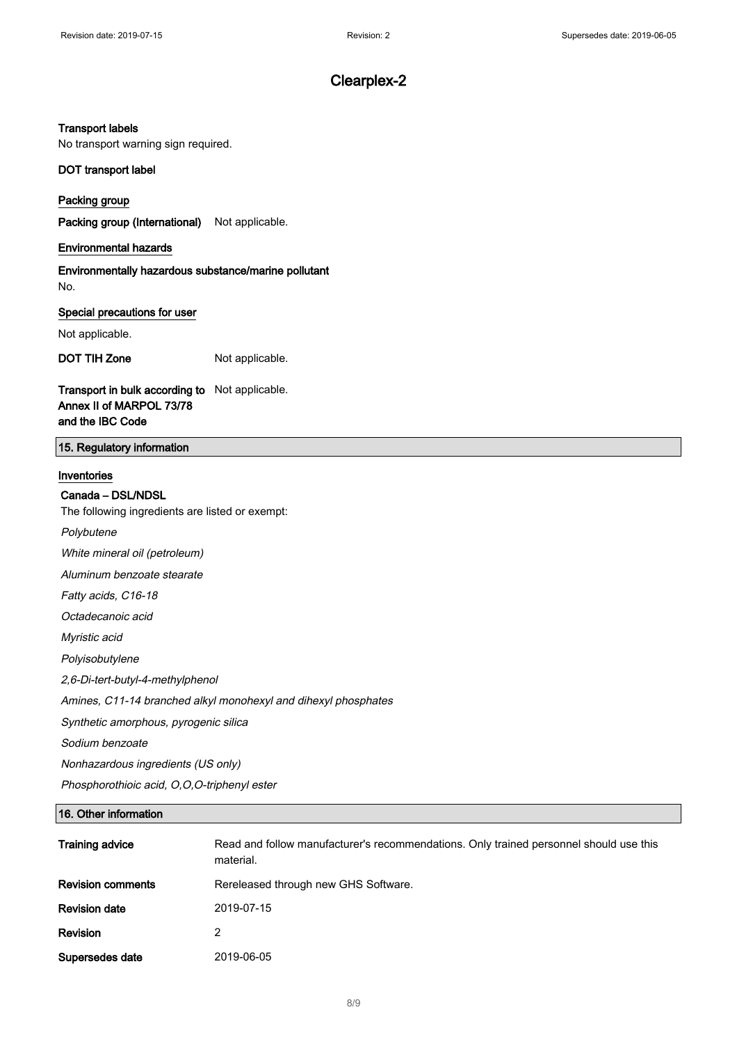# Clearplex-2

**Transport labels**

No transport warning sign required.

**DOT transport label**

**Packing group**

**Packing group (International)** Not applicable.

**Environmental hazards**

**Environmentally hazardous substance/marine pollutant**

No.

**Special precautions for user**

Not applicable.

**DOT TIH Zone** Not applicable.

**Transport in bulk according to Annex II of MARPOL 73/78 and the IBC Code** Not applicable.

## 15. Regulatory information

**Inventories**

**Canada – DSL/NDSL**

The following ingredients are listed or exempt:

*Polybutene*

*White mineral oil (petroleum)*

*Aluminum benzoate stearate*

*Fatty acids, C16-18*

*Octadecanoic acid*

*Myristic acid*

*Polyisobutylene*

*2,6-Di-tert-butyl-4-methylphenol*

*Amines, C11-14 branched alkyl monohexyl and dihexyl phosphates*

*Synthetic amorphous, pyrogenic silica*

*Sodium benzoate*

*Nonhazardous ingredients (US only)*

*Phosphorothioic acid, O,O,O-triphenyl ester*

## 16. Other information

| | |
|---|---|
| **Training advice** | Read and follow manufacturer's recommendations. Only trained personnel should use this material. |
| **Revision comments** | Rereleased through new GHS Software. |
| **Revision date** | 2019-07-15 |
| **Revision** | 2 |
| **Supersedes date** | 2019-06-05 |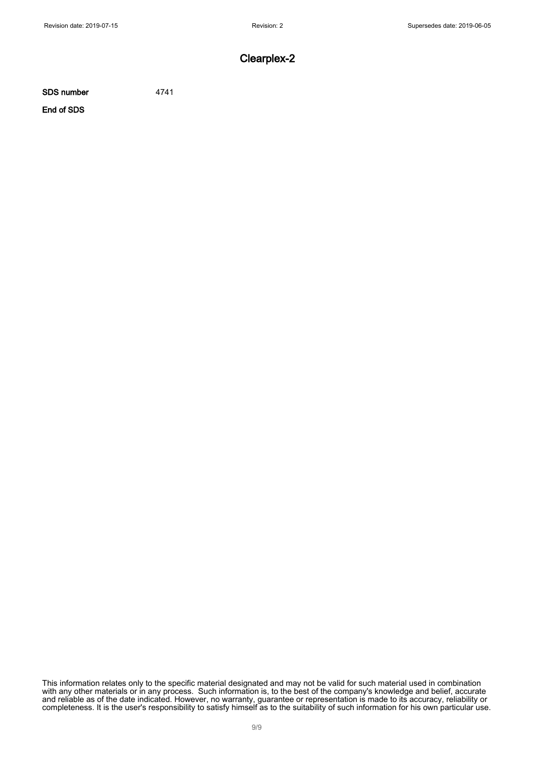**SDS number** 4741

**End of SDS**

This information relates only to the specific material designated and may not be valid for such material used in combination with any other materials or in any process. Such information is, to the best of the company's knowledge and belief, accurate and reliable as of the date indicated. However, no warranty, guarantee or representation is made to its accuracy, reliability or completeness. It is the user's responsibility to satisfy himself as to the suitability of such information for his own particular use.